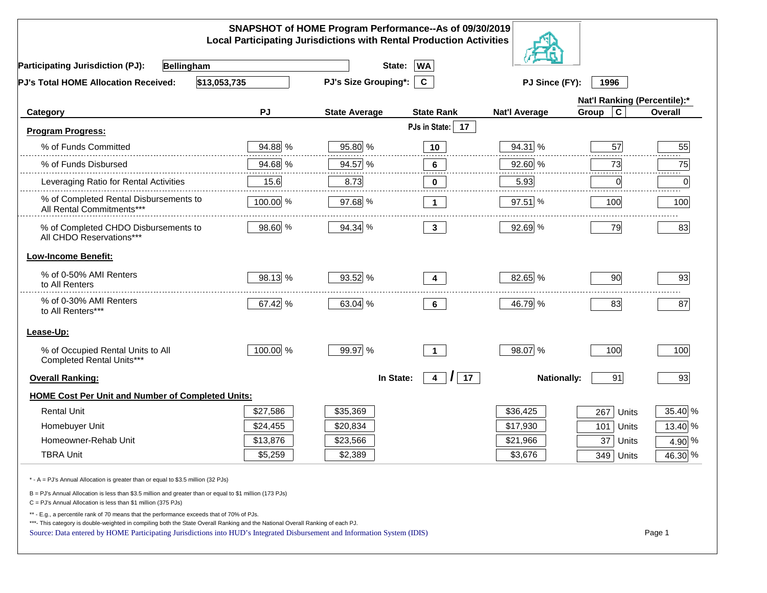## SNAPSHOT of HOME Program Performance--As of 09/30/2019
## Local Participating Jurisdictions with Rental Production Activities

**Participating Jurisdiction (PJ):** Bellingham  **State:** WA

**PJ's Total HOME Allocation Received:** $13,053,735  **PJ's Size Grouping*:** C  **PJ Since (FY):** 1996

| Category | PJ | State Average | State Rank | Nat'l Average | Nat'l Ranking (Percentile):* Group C | Overall |
|---|---|---|---|---|---|---|
| **Program Progress:** | | | PJs in State: 17 | | | |
| % of Funds Committed | 94.88 % | 95.80 % | 10 | 94.31 % | 57 | 55 |
| % of Funds Disbursed | 94.68 % | 94.57 % | 6 | 92.60 % | 73 | 75 |
| Leveraging Ratio for Rental Activities | 15.6 | 8.73 | 0 | 5.93 | 0 | 0 |
| % of Completed Rental Disbursements to All Rental Commitments*** | 100.00 % | 97.68 % | 1 | 97.51 % | 100 | 100 |
| % of Completed CHDO Disbursements to All CHDO Reservations*** | 98.60 % | 94.34 % | 3 | 92.69 % | 79 | 83 |
| **Low-Income Benefit:** | | | | | | |
| % of 0-50% AMI Renters to All Renters | 98.13 % | 93.52 % | 4 | 82.65 % | 90 | 93 |
| % of 0-30% AMI Renters to All Renters*** | 67.42 % | 63.04 % | 6 | 46.79 % | 83 | 87 |
| **Lease-Up:** | | | | | | |
| % of Occupied Rental Units to All Completed Rental Units*** | 100.00 % | 99.97 % | 1 | 98.07 % | 100 | 100 |
| **Overall Ranking:** | | In State: | 4 / 17 | Nationally: | 91 | 93 |
| **HOME Cost Per Unit and Number of Completed Units:** | | | | | | |
| Rental Unit | $27,586 | $35,369 | | $36,425 | 267 Units | 35.40 % |
| Homebuyer Unit | $24,455 | $20,834 | | $17,930 | 101 Units | 13.40 % |
| Homeowner-Rehab Unit | $13,876 | $23,566 | | $21,966 | 37 Units | 4.90 % |
| TBRA Unit | $5,259 | $2,389 | | $3,676 | 349 Units | 46.30 % |

\* - A = PJ's Annual Allocation is greater than or equal to $3.5 million (32 PJs)

B = PJ's Annual Allocation is less than $3.5 million and greater than or equal to $1 million (173 PJs)

C = PJ's Annual Allocation is less than $1 million (375 PJs)

** - E.g., a percentile rank of 70 means that the performance exceeds that of 70% of PJs.

***- This category is double-weighted in compiling both the State Overall Ranking and the National Overall Ranking of each PJ.

Source: Data entered by HOME Participating Jurisdictions into HUD's Integrated Disbursement and Information System (IDIS)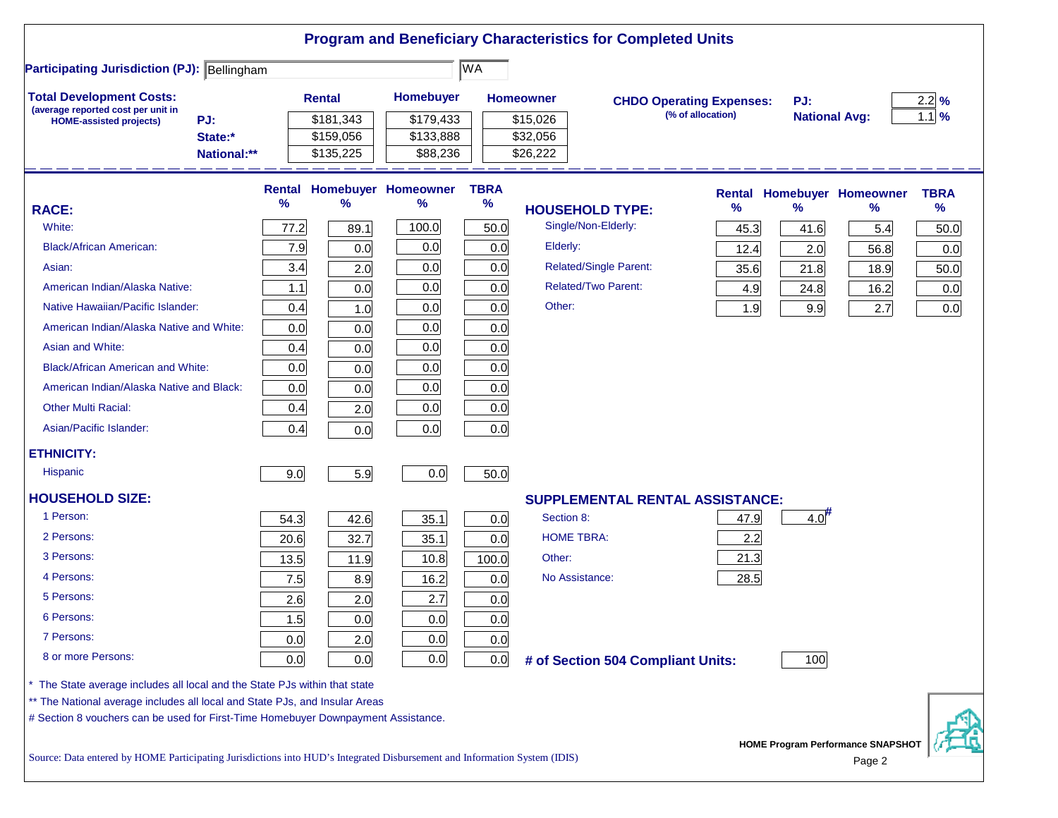# Program and Beneficiary Characteristics for Completed Units

**Participating Jurisdiction (PJ):** Bellingham WA

**Total Development Costs:**
(average reported cost per unit in HOME-assisted projects)

| | Rental | Homebuyer | Homeowner |
|---|---|---|---|
| PJ: | $181,343 | $179,433 | $15,026 |
| State:* | $159,056 | $133,888 | $32,056 |
| National:** | $135,225 | $88,236 | $26,222 |

**CHDO Operating Expenses:** (% of allocation)

PJ: 2.2 %

National Avg: 1.1 %

| RACE: | Rental % | Homebuyer % | Homeowner % | TBRA % |
|---|---|---|---|---|
| White: | 77.2 | 89.1 | 100.0 | 50.0 |
| Black/African American: | 7.9 | 0.0 | 0.0 | 0.0 |
| Asian: | 3.4 | 2.0 | 0.0 | 0.0 |
| American Indian/Alaska Native: | 1.1 | 0.0 | 0.0 | 0.0 |
| Native Hawaiian/Pacific Islander: | 0.4 | 1.0 | 0.0 | 0.0 |
| American Indian/Alaska Native and White: | 0.0 | 0.0 | 0.0 | 0.0 |
| Asian and White: | 0.4 | 0.0 | 0.0 | 0.0 |
| Black/African American and White: | 0.0 | 0.0 | 0.0 | 0.0 |
| American Indian/Alaska Native and Black: | 0.0 | 0.0 | 0.0 | 0.0 |
| Other Multi Racial: | 0.4 | 2.0 | 0.0 | 0.0 |
| Asian/Pacific Islander: | 0.4 | 0.0 | 0.0 | 0.0 |
| **ETHNICITY:** | | | | |
| Hispanic | 9.0 | 5.9 | 0.0 | 50.0 |
| **HOUSEHOLD SIZE:** | | | | |
| 1 Person: | 54.3 | 42.6 | 35.1 | 0.0 |
| 2 Persons: | 20.6 | 32.7 | 35.1 | 0.0 |
| 3 Persons: | 13.5 | 11.9 | 10.8 | 100.0 |
| 4 Persons: | 7.5 | 8.9 | 16.2 | 0.0 |
| 5 Persons: | 2.6 | 2.0 | 2.7 | 0.0 |
| 6 Persons: | 1.5 | 0.0 | 0.0 | 0.0 |
| 7 Persons: | 0.0 | 2.0 | 0.0 | 0.0 |
| 8 or more Persons: | 0.0 | 0.0 | 0.0 | 0.0 |

| HOUSEHOLD TYPE: | Rental % | Homebuyer % | Homeowner % | TBRA % |
|---|---|---|---|---|
| Single/Non-Elderly: | 45.3 | 41.6 | 5.4 | 50.0 |
| Elderly: | 12.4 | 2.0 | 56.8 | 0.0 |
| Related/Single Parent: | 35.6 | 21.8 | 18.9 | 50.0 |
| Related/Two Parent: | 4.9 | 24.8 | 16.2 | 0.0 |
| Other: | 1.9 | 9.9 | 2.7 | 0.0 |

| SUPPLEMENTAL RENTAL ASSISTANCE: | Rental | Homebuyer |
|---|---|---|
| Section 8: | 47.9 | 4.0# |
| HOME TBRA: | 2.2 | |
| Other: | 21.3 | |
| No Assistance: | 28.5 | |

**# of Section 504 Compliant Units:** 100

\* The State average includes all local and the State PJs within that state

\*\* The National average includes all local and State PJs, and Insular Areas

\# Section 8 vouchers can be used for First-Time Homebuyer Downpayment Assistance.

Source: Data entered by HOME Participating Jurisdictions into HUD's Integrated Disbursement and Information System (IDIS)

HOME Program Performance SNAPSHOT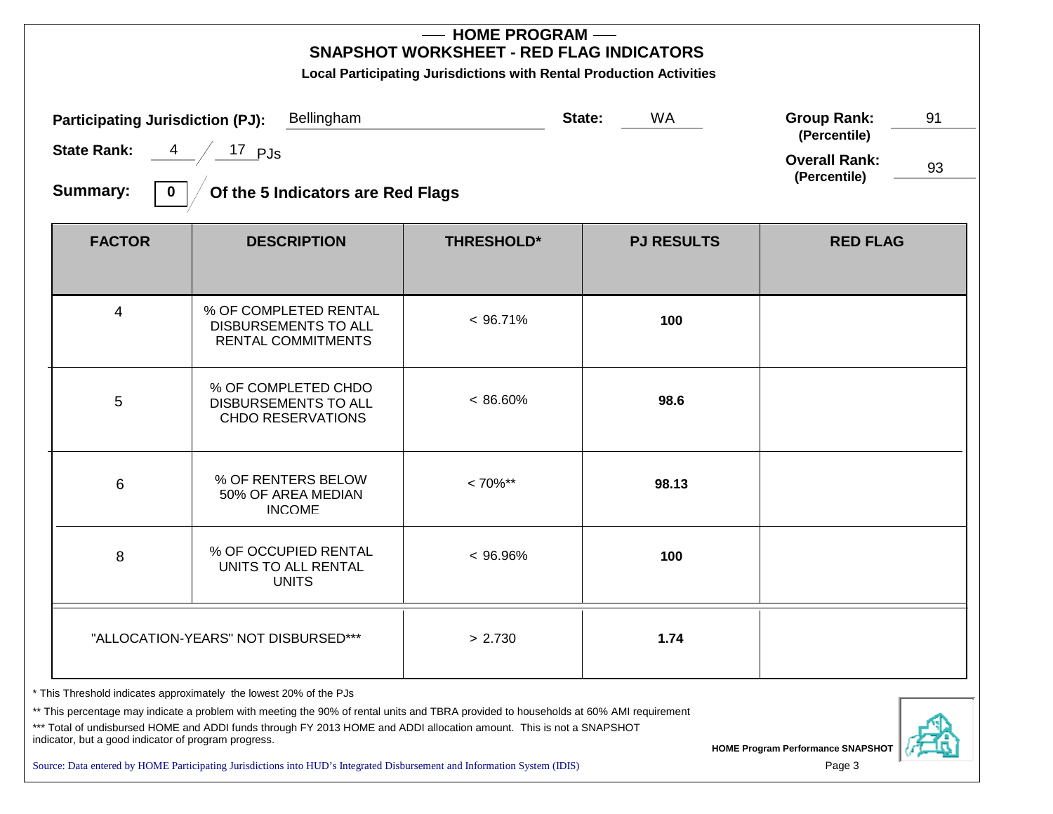# HOME PROGRAM
## SNAPSHOT WORKSHEET - RED FLAG INDICATORS
### Local Participating Jurisdictions with Rental Production Activities

**Participating Jurisdiction (PJ):** Bellingham **State:** WA **Group Rank:** 91 **(Percentile)**

**State Rank:** 4 / 17 PJs **Overall Rank:** 93 **(Percentile)**

**Summary:** 0 / **Of the 5 Indicators are Red Flags**

| FACTOR | DESCRIPTION | THRESHOLD* | PJ RESULTS | RED FLAG |
|---|---|---|---|---|
| 4 | % OF COMPLETED RENTAL DISBURSEMENTS TO ALL RENTAL COMMITMENTS | < 96.71% | **100** | |
| 5 | % OF COMPLETED CHDO DISBURSEMENTS TO ALL CHDO RESERVATIONS | < 86.60% | **98.6** | |
| 6 | % OF RENTERS BELOW 50% OF AREA MEDIAN INCOME | < 70%** | **98.13** | |
| 8 | % OF OCCUPIED RENTAL UNITS TO ALL RENTAL UNITS | < 96.96% | **100** | |
| "ALLOCATION-YEARS" NOT DISBURSED*** | | > 2.730 | **1.74** | |

* This Threshold indicates approximately the lowest 20% of the PJs

** This percentage may indicate a problem with meeting the 90% of rental units and TBRA provided to households at 60% AMI requirement

*** Total of undisbursed HOME and ADDI funds through FY 2013 HOME and ADDI allocation amount. This is not a SNAPSHOT indicator, but a good indicator of program progress.

**HOME Program Performance SNAPSHOT**

Source: Data entered by HOME Participating Jurisdictions into HUD's Integrated Disbursement and Information System (IDIS)